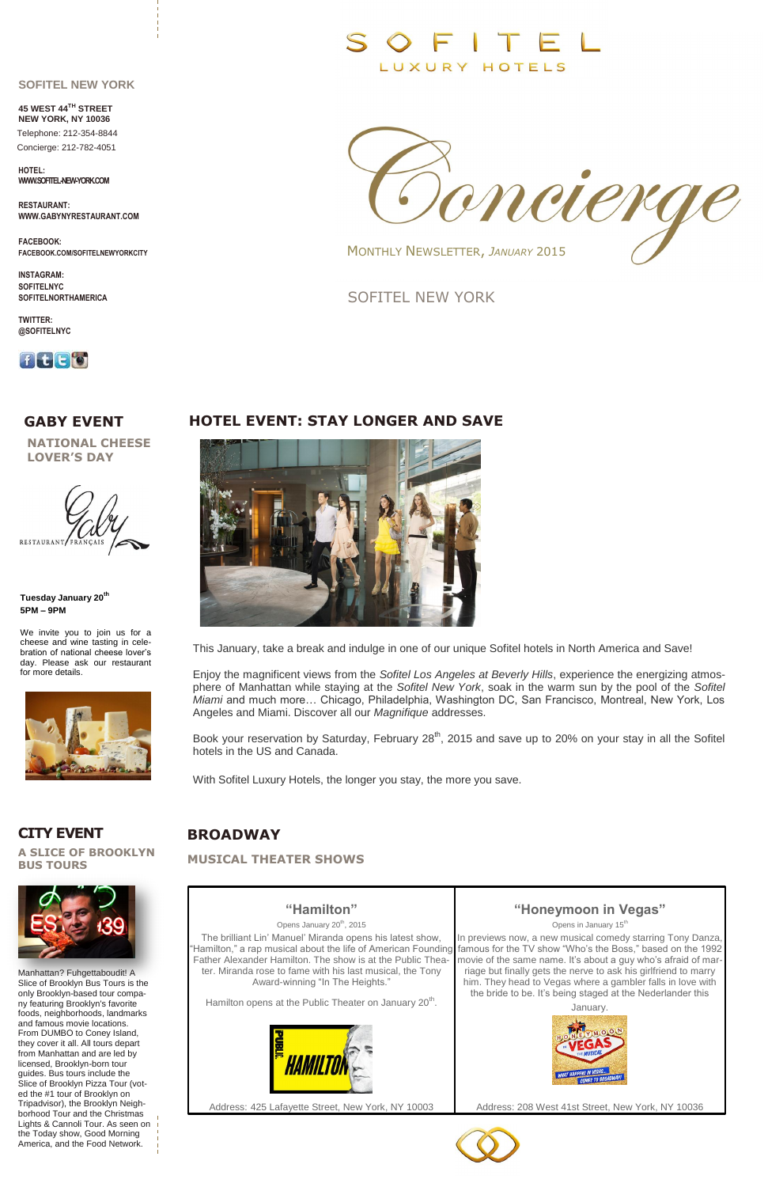# SOFITEL LUXURY HOTELS

# Concierge

MONTHLY NEWSLETTER, *JANUARY* 2015

SOFITEL NEW YORK

**SOFITEL NEW YORK**

**45 WEST 44TH STREET**
**NEW YORK, NY 10036**
Telephone: 212-354-8844
Concierge: 212-782-4051

**HOTEL:**
**WWW.SOFITEL-NEW-YORK.COM**

**RESTAURANT:**
**WWW.GABYNYRESTAURANT.COM**

**FACEBOOK:**
**FACEBOOK.COM/SOFITELNEWYORKCITY**

**INSTAGRAM:**
**SOFITELNYC**
**SOFITELNORTHAMERICA**

**TWITTER:**
**@SOFITELNYC**

## GABY EVENT

### NATIONAL CHEESE LOVER'S DAY

Gaby RESTAURANT FRANÇAIS

**Tuesday January 20th**
**5PM – 9PM**

We invite you to join us for a cheese and wine tasting in celebration of national cheese lover's day. Please ask our restaurant for more details.

## HOTEL EVENT: STAY LONGER AND SAVE

This January, take a break and indulge in one of our unique Sofitel hotels in North America and Save!

Enjoy the magnificent views from the *Sofitel Los Angeles at Beverly Hills*, experience the energizing atmosphere of Manhattan while staying at the *Sofitel New York*, soak in the warm sun by the pool of the *Sofitel Miami* and much more… Chicago, Philadelphia, Washington DC, San Francisco, Montreal, New York, Los Angeles and Miami. Discover all our *Magnifique* addresses.

Book your reservation by Saturday, February 28th, 2015 and save up to 20% on your stay in all the Sofitel hotels in the US and Canada.

With Sofitel Luxury Hotels, the longer you stay, the more you save.

## CITY EVENT

### A SLICE OF BROOKLYN BUS TOURS

Manhattan? Fuhgettaboudit! A Slice of Brooklyn Bus Tours is the only Brooklyn-based tour company featuring Brooklyn's favorite foods, neighborhoods, landmarks and famous movie locations. From DUMBO to Coney Island, they cover it all. All tours depart from Manhattan and are led by licensed, Brooklyn-born tour guides. Bus tours include the Slice of Brooklyn Pizza Tour (voted the #1 tour of Brooklyn on Tripadvisor), the Brooklyn Neighborhood Tour and the Christmas Lights & Cannoli Tour. As seen on the Today show, Good Morning America, and the Food Network.

## BROADWAY

### MUSICAL THEATER SHOWS

| "Hamilton" | "Honeymoon in Vegas" |
|---|---|
| Opens January 20th, 2015 | Opens in January 15th |
| The brilliant Lin' Manuel' Miranda opens his latest show, "Hamilton," a rap musical about the life of American Founding Father Alexander Hamilton. The show is at the Public Theater. Miranda rose to fame with his last musical, the Tony Award-winning "In The Heights." Hamilton opens at the Public Theater on January 20th. | In previews now, a new musical comedy starring Tony Danza, famous for the TV show "Who's the Boss," based on the 1992 movie of the same name. It's about a guy who's afraid of marriage but finally gets the nerve to ask his girlfriend to marry him. They head to Vegas where a gambler falls in love with the bride to be. It's being staged at the Nederlander this January. |
| Address: 425 Lafayette Street, New York, NY 10003 | Address: 208 West 41st Street, New York, NY 10036 |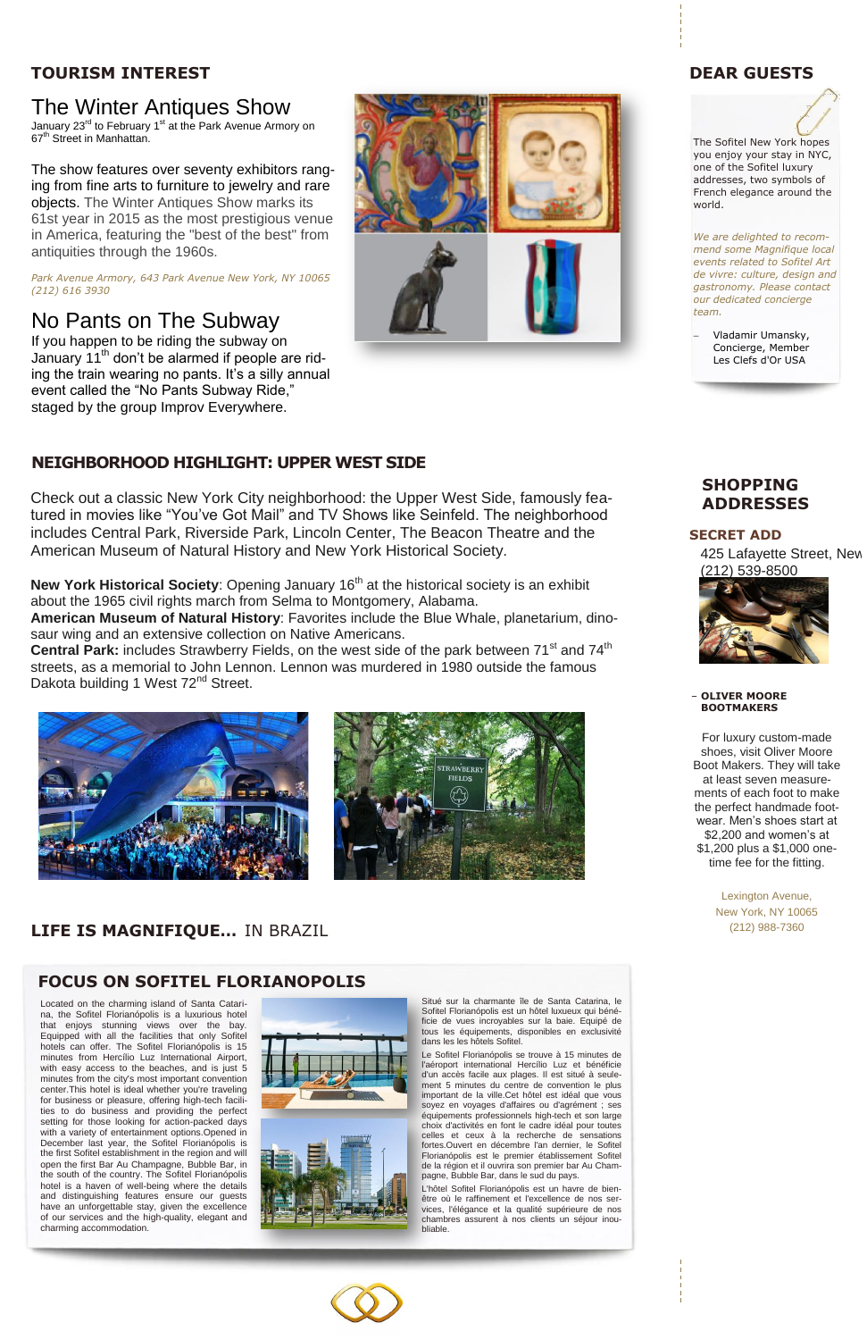## TOURISM INTEREST

### The Winter Antiques Show

January 23rd to February 1st at the Park Avenue Armory on 67th Street in Manhattan.

The show features over seventy exhibitors ranging from fine arts to furniture to jewelry and rare objects. The Winter Antiques Show marks its 61st year in 2015 as the most prestigious venue in America, featuring the "best of the best" from antiquities through the 1960s.

*Park Avenue Armory, 643 Park Avenue New York, NY 10065 (212) 616 3930*

### No Pants on The Subway

If you happen to be riding the subway on January 11th don't be alarmed if people are riding the train wearing no pants. It's a silly annual event called the "No Pants Subway Ride," staged by the group Improv Everywhere.

## DEAR GUESTS

The Sofitel New York hopes you enjoy your stay in NYC, one of the Sofitel luxury addresses, two symbols of French elegance around the world.

*We are delighted to recommend some Magnifique local events related to Sofitel Art de vivre: culture, design and gastronomy. Please contact our dedicated concierge team.*

– Vladamir Umansky, Concierge, Member Les Clefs d'Or USA

## NEIGHBORHOOD HIGHLIGHT: UPPER WEST SIDE

Check out a classic New York City neighborhood: the Upper West Side, famously featured in movies like "You've Got Mail" and TV Shows like Seinfeld. The neighborhood includes Central Park, Riverside Park, Lincoln Center, The Beacon Theatre and the American Museum of Natural History and New York Historical Society.

**New York Historical Society**: Opening January 16th at the historical society is an exhibit about the 1965 civil rights march from Selma to Montgomery, Alabama.
**American Museum of Natural History**: Favorites include the Blue Whale, planetarium, dinosaur wing and an extensive collection on Native Americans.
**Central Park:** includes Strawberry Fields, on the west side of the park between 71st and 74th streets, as a memorial to John Lennon. Lennon was murdered in 1980 outside the famous Dakota building 1 West 72nd Street.

## SHOPPING ADDRESSES

### SECRET ADD

425 Lafayette Street, New
(212) 539-8500

**– OLIVER MOORE BOOTMAKERS**

For luxury custom-made shoes, visit Oliver Moore Boot Makers. They will take at least seven measurements of each foot to make the perfect handmade footwear. Men's shoes start at $2,200 and women's at $1,200 plus a $1,000 one-time fee for the fitting.

Lexington Avenue,
New York, NY 10065
(212) 988-7360

## LIFE IS MAGNIFIQUE... IN BRAZIL

### FOCUS ON SOFITEL FLORIANOPOLIS

Located on the charming island of Santa Catarina, the Sofitel Florianópolis is a luxurious hotel that enjoys stunning views over the bay. Equipped with all the facilities that only Sofitel hotels can offer. The Sofitel Florianópolis is 15 minutes from Hercílio Luz International Airport, with easy access to the beaches, and is just 5 minutes from the city's most important convention center.This hotel is ideal whether you're traveling for business or pleasure, offering high-tech facilities to do business and providing the perfect setting for those looking for action-packed days with a variety of entertainment options.Opened in December last year, the Sofitel Florianópolis is the first Sofitel establishment in the region and will open the first Bar Au Champagne, Bubble Bar, in the south of the country. The Sofitel Florianópolis hotel is a haven of well-being where the details and distinguishing features ensure our guests have an unforgettable stay, given the excellence of our services and the high-quality, elegant and charming accommodation.

Situé sur la charmante île de Santa Catarina, le Sofitel Florianópolis est un hôtel luxueux qui bénéficie de vues incroyables sur la baie. Equipé de tous les équipements, disponibles en exclusivité dans les les hôtels Sofitel.

Le Sofitel Florianópolis se trouve à 15 minutes de l'aéroport international Hercílio Luz et bénéficie d'un accès facile aux plages. Il est situé à seulement 5 minutes du centre de convention le plus important de la ville.Cet hôtel est idéal que vous soyez en voyages d'affaires ou d'agrément ; ses équipements professionnels high-tech et son large choix d'activités en font le cadre idéal pour toutes celles et ceux à la recherche de sensations fortes.Ouvert en décembre l'an dernier, le Sofitel Florianópolis est le premier établissement Sofitel de la région et il ouvrira son premier bar Au Champagne, Bubble Bar, dans le sud du pays.

L'hôtel Sofitel Florianópolis est un havre de bien-être où le raffinement et l'excellence de nos services, l'élégance et la qualité supérieure de nos chambres assurent à nos clients un séjour inoubliable.